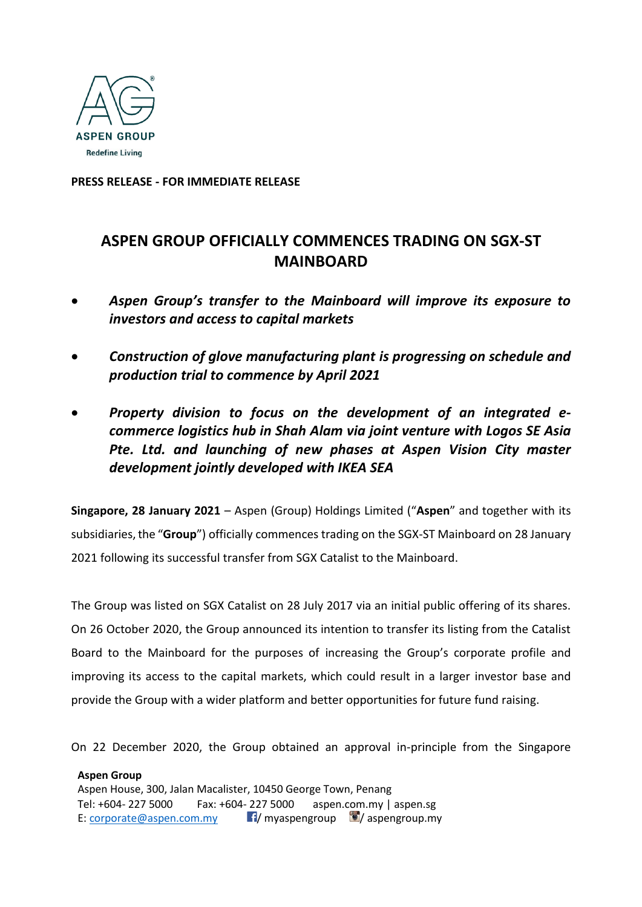**PRESS RELEASE - FOR IMMEDIATE RELEASE**

# ASPEN GROUP OFFICIALLY COMMENCES TRADING ON SGX-ST MAINBOARD

- ***Aspen Group's transfer to the Mainboard will improve its exposure to investors and access to capital markets***
- ***Construction of glove manufacturing plant is progressing on schedule and production trial to commence by April 2021***
- ***Property division to focus on the development of an integrated e-commerce logistics hub in Shah Alam via joint venture with Logos SE Asia Pte. Ltd. and launching of new phases at Aspen Vision City master development jointly developed with IKEA SEA***

**Singapore, 28 January 2021** – Aspen (Group) Holdings Limited ("**Aspen**" and together with its subsidiaries, the "**Group**") officially commences trading on the SGX-ST Mainboard on 28 January 2021 following its successful transfer from SGX Catalist to the Mainboard.

The Group was listed on SGX Catalist on 28 July 2017 via an initial public offering of its shares. On 26 October 2020, the Group announced its intention to transfer its listing from the Catalist Board to the Mainboard for the purposes of increasing the Group's corporate profile and improving its access to the capital markets, which could result in a larger investor base and provide the Group with a wider platform and better opportunities for future fund raising.

On 22 December 2020, the Group obtained an approval in-principle from the Singapore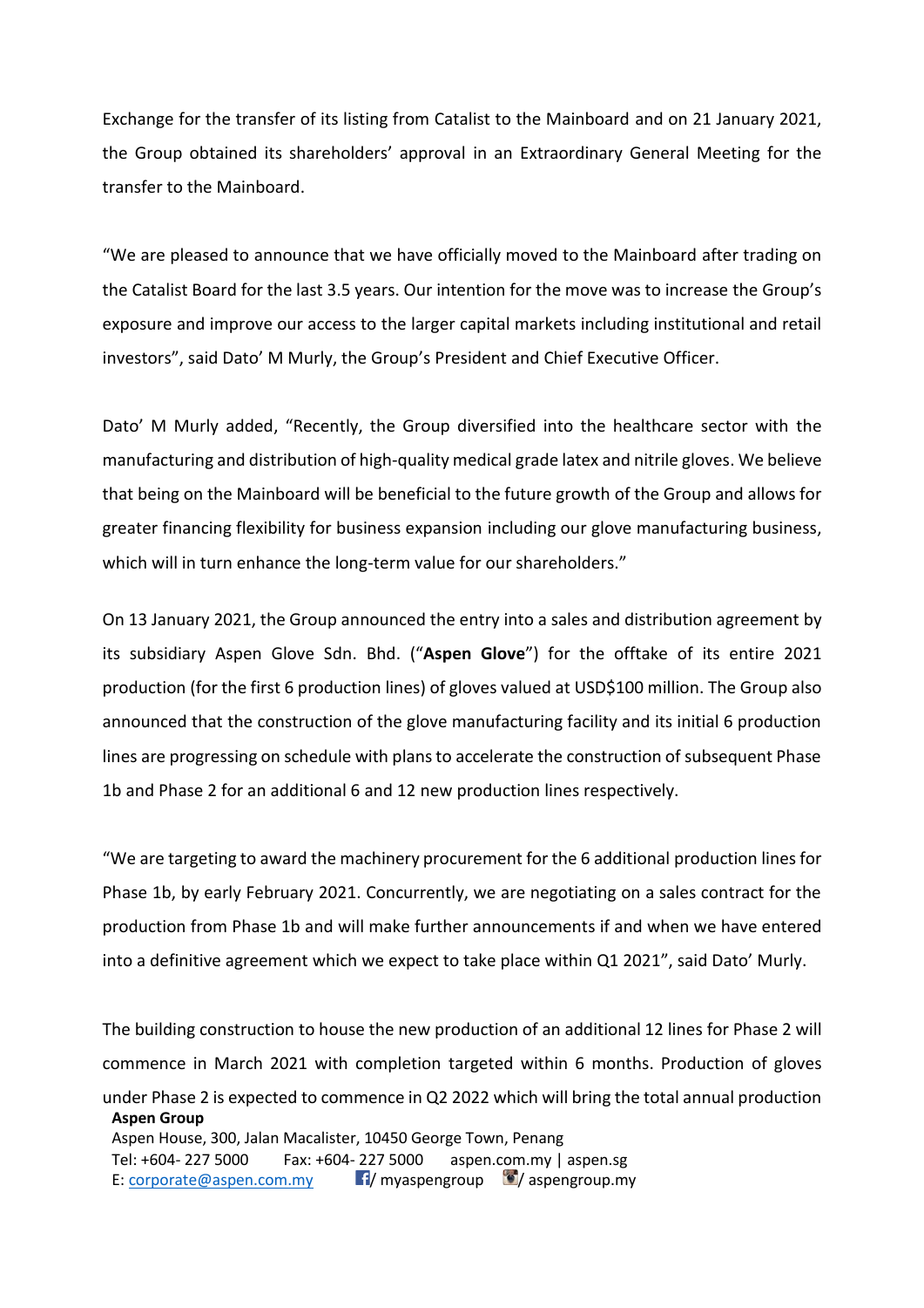Exchange for the transfer of its listing from Catalist to the Mainboard and on 21 January 2021, the Group obtained its shareholders' approval in an Extraordinary General Meeting for the transfer to the Mainboard.

"We are pleased to announce that we have officially moved to the Mainboard after trading on the Catalist Board for the last 3.5 years. Our intention for the move was to increase the Group's exposure and improve our access to the larger capital markets including institutional and retail investors", said Dato' M Murly, the Group's President and Chief Executive Officer.

Dato' M Murly added, "Recently, the Group diversified into the healthcare sector with the manufacturing and distribution of high-quality medical grade latex and nitrile gloves. We believe that being on the Mainboard will be beneficial to the future growth of the Group and allows for greater financing flexibility for business expansion including our glove manufacturing business, which will in turn enhance the long-term value for our shareholders."

On 13 January 2021, the Group announced the entry into a sales and distribution agreement by its subsidiary Aspen Glove Sdn. Bhd. ("**Aspen Glove**") for the offtake of its entire 2021 production (for the first 6 production lines) of gloves valued at USD$100 million. The Group also announced that the construction of the glove manufacturing facility and its initial 6 production lines are progressing on schedule with plans to accelerate the construction of subsequent Phase 1b and Phase 2 for an additional 6 and 12 new production lines respectively.

"We are targeting to award the machinery procurement for the 6 additional production lines for Phase 1b, by early February 2021. Concurrently, we are negotiating on a sales contract for the production from Phase 1b and will make further announcements if and when we have entered into a definitive agreement which we expect to take place within Q1 2021", said Dato' Murly.

The building construction to house the new production of an additional 12 lines for Phase 2 will commence in March 2021 with completion targeted within 6 months. Production of gloves under Phase 2 is expected to commence in Q2 2022 which will bring the total annual production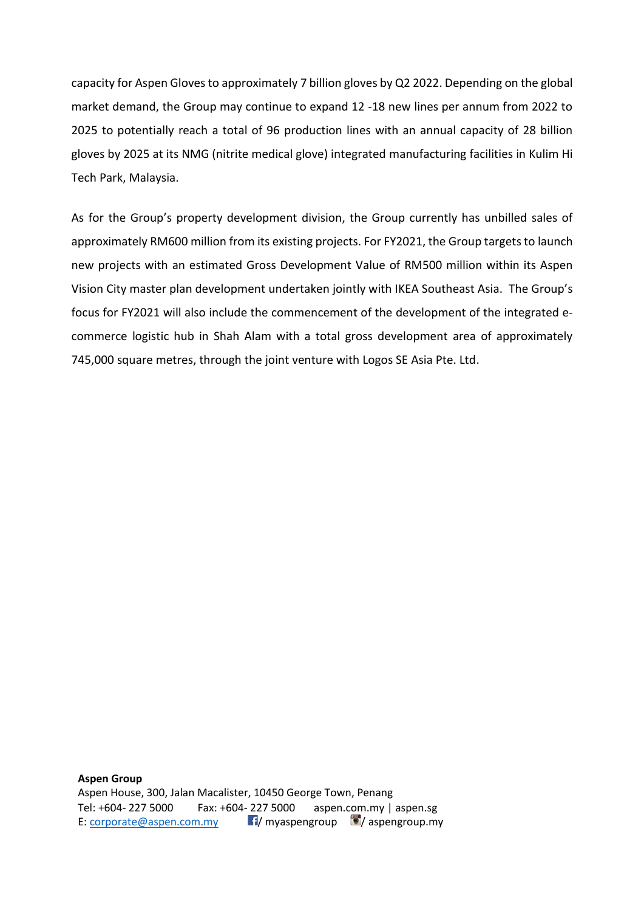capacity for Aspen Gloves to approximately 7 billion gloves by Q2 2022. Depending on the global market demand, the Group may continue to expand 12 -18 new lines per annum from 2022 to 2025 to potentially reach a total of 96 production lines with an annual capacity of 28 billion gloves by 2025 at its NMG (nitrite medical glove) integrated manufacturing facilities in Kulim Hi Tech Park, Malaysia.

As for the Group's property development division, the Group currently has unbilled sales of approximately RM600 million from its existing projects. For FY2021, the Group targets to launch new projects with an estimated Gross Development Value of RM500 million within its Aspen Vision City master plan development undertaken jointly with IKEA Southeast Asia. The Group's focus for FY2021 will also include the commencement of the development of the integrated e-commerce logistic hub in Shah Alam with a total gross development area of approximately 745,000 square metres, through the joint venture with Logos SE Asia Pte. Ltd.

**Aspen Group**
Aspen House, 300, Jalan Macalister, 10450 George Town, Penang
Tel: +604- 227 5000 Fax: +604- 227 5000 aspen.com.my | aspen.sg
E: corporate@aspen.com.my / myaspengroup / aspengroup.my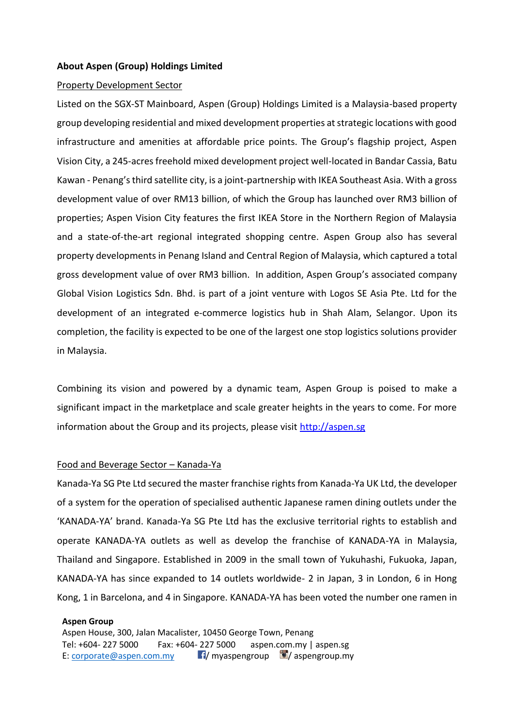**About Aspen (Group) Holdings Limited**

Property Development Sector

Listed on the SGX-ST Mainboard, Aspen (Group) Holdings Limited is a Malaysia-based property group developing residential and mixed development properties at strategic locations with good infrastructure and amenities at affordable price points. The Group's flagship project, Aspen Vision City, a 245-acres freehold mixed development project well-located in Bandar Cassia, Batu Kawan - Penang's third satellite city, is a joint-partnership with IKEA Southeast Asia. With a gross development value of over RM13 billion, of which the Group has launched over RM3 billion of properties; Aspen Vision City features the first IKEA Store in the Northern Region of Malaysia and a state-of-the-art regional integrated shopping centre. Aspen Group also has several property developments in Penang Island and Central Region of Malaysia, which captured a total gross development value of over RM3 billion. In addition, Aspen Group's associated company Global Vision Logistics Sdn. Bhd. is part of a joint venture with Logos SE Asia Pte. Ltd for the development of an integrated e-commerce logistics hub in Shah Alam, Selangor. Upon its completion, the facility is expected to be one of the largest one stop logistics solutions provider in Malaysia.

Combining its vision and powered by a dynamic team, Aspen Group is poised to make a significant impact in the marketplace and scale greater heights in the years to come. For more information about the Group and its projects, please visit http://aspen.sg

Food and Beverage Sector – Kanada-Ya

Kanada-Ya SG Pte Ltd secured the master franchise rights from Kanada-Ya UK Ltd, the developer of a system for the operation of specialised authentic Japanese ramen dining outlets under the 'KANADA-YA' brand. Kanada-Ya SG Pte Ltd has the exclusive territorial rights to establish and operate KANADA-YA outlets as well as develop the franchise of KANADA-YA in Malaysia, Thailand and Singapore. Established in 2009 in the small town of Yukuhashi, Fukuoka, Japan, KANADA-YA has since expanded to 14 outlets worldwide- 2 in Japan, 3 in London, 6 in Hong Kong, 1 in Barcelona, and 4 in Singapore. KANADA-YA has been voted the number one ramen in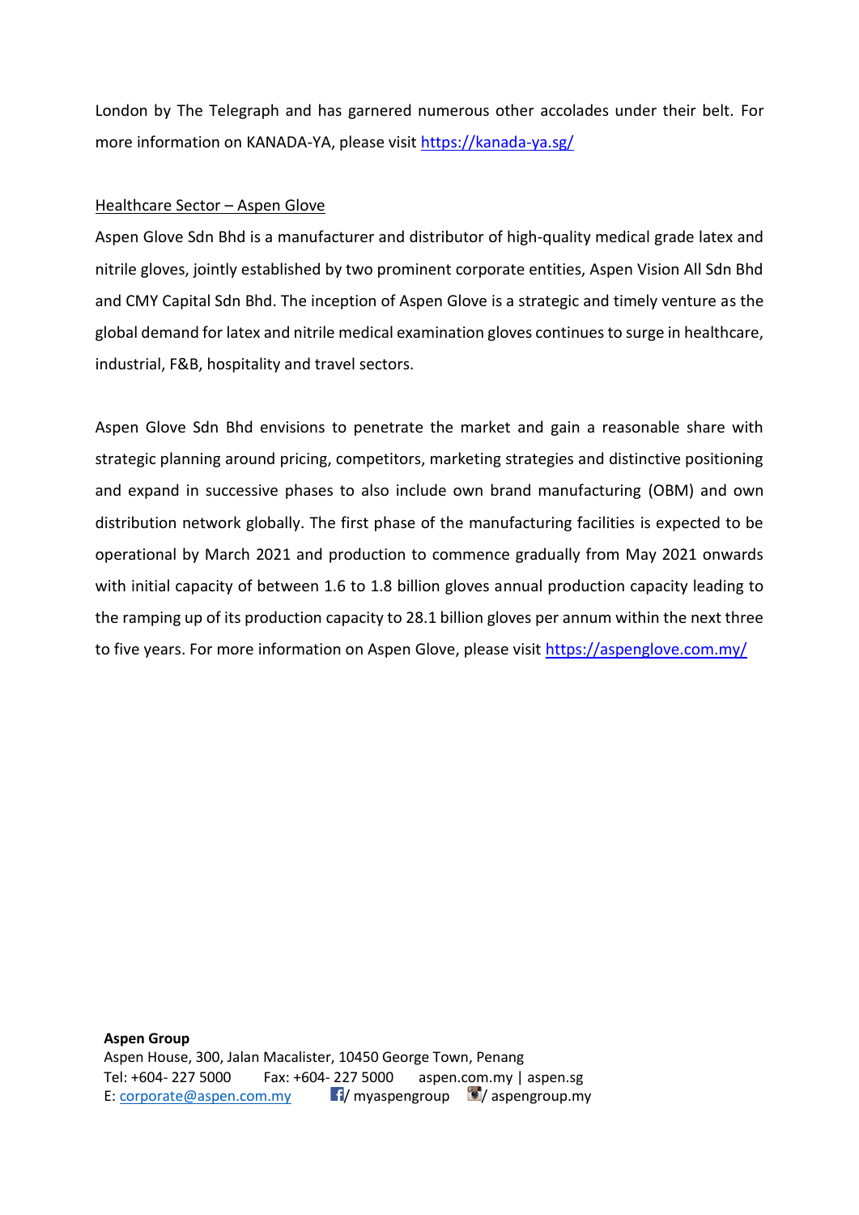London by The Telegraph and has garnered numerous other accolades under their belt. For more information on KANADA-YA, please visit https://kanada-ya.sg/

Healthcare Sector – Aspen Glove

Aspen Glove Sdn Bhd is a manufacturer and distributor of high-quality medical grade latex and nitrile gloves, jointly established by two prominent corporate entities, Aspen Vision All Sdn Bhd and CMY Capital Sdn Bhd. The inception of Aspen Glove is a strategic and timely venture as the global demand for latex and nitrile medical examination gloves continues to surge in healthcare, industrial, F&B, hospitality and travel sectors.

Aspen Glove Sdn Bhd envisions to penetrate the market and gain a reasonable share with strategic planning around pricing, competitors, marketing strategies and distinctive positioning and expand in successive phases to also include own brand manufacturing (OBM) and own distribution network globally. The first phase of the manufacturing facilities is expected to be operational by March 2021 and production to commence gradually from May 2021 onwards with initial capacity of between 1.6 to 1.8 billion gloves annual production capacity leading to the ramping up of its production capacity to 28.1 billion gloves per annum within the next three to five years. For more information on Aspen Glove, please visit https://aspenglove.com.my/

**Aspen Group**
Aspen House, 300, Jalan Macalister, 10450 George Town, Penang
Tel: +604- 227 5000 Fax: +604- 227 5000 aspen.com.my | aspen.sg
E: corporate@aspen.com.my / myaspengroup / aspengroup.my